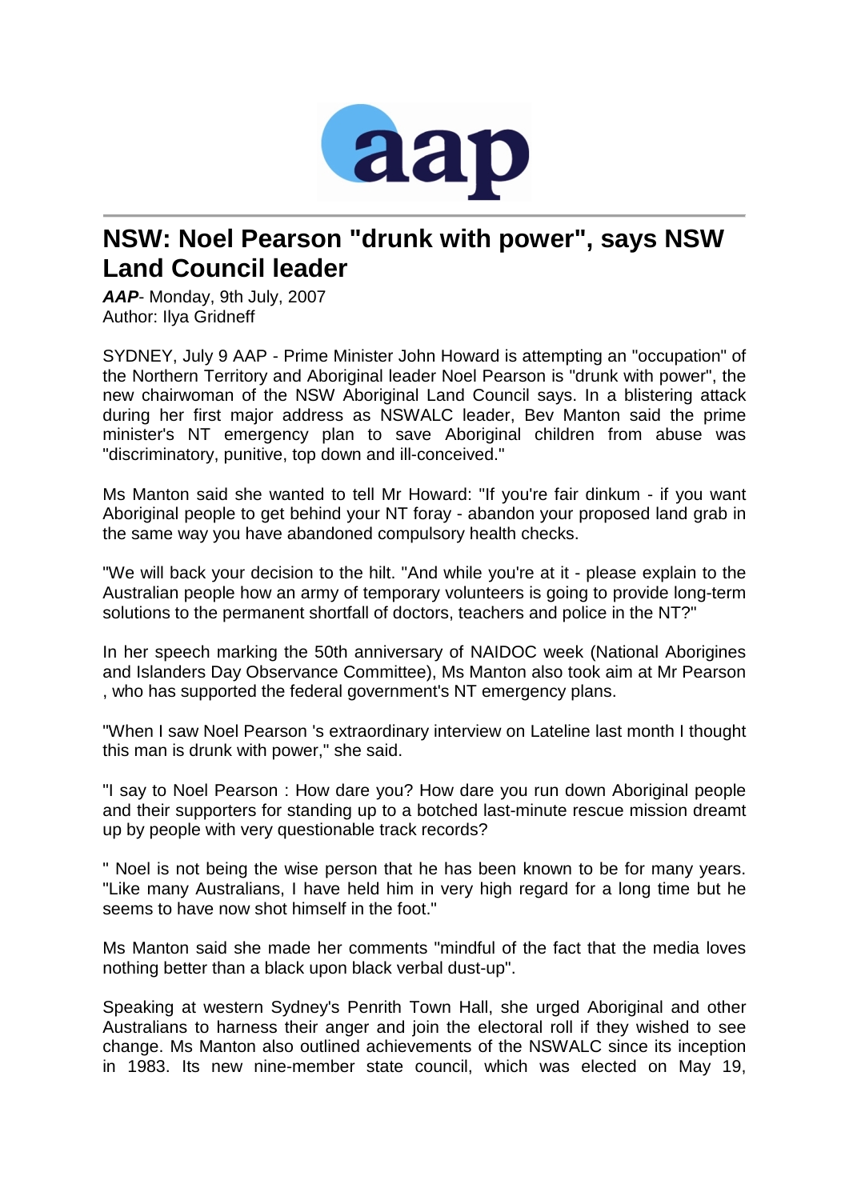# NSW: Noel Pearson "drunk with power", says NSW Land Council leader

***AAP***- Monday, 9th July, 2007
Author: Ilya Gridneff

SYDNEY, July 9 AAP - Prime Minister John Howard is attempting an "occupation" of the Northern Territory and Aboriginal leader Noel Pearson is "drunk with power", the new chairwoman of the NSW Aboriginal Land Council says. In a blistering attack during her first major address as NSWALC leader, Bev Manton said the prime minister's NT emergency plan to save Aboriginal children from abuse was "discriminatory, punitive, top down and ill-conceived."

Ms Manton said she wanted to tell Mr Howard: "If you're fair dinkum - if you want Aboriginal people to get behind your NT foray - abandon your proposed land grab in the same way you have abandoned compulsory health checks.

"We will back your decision to the hilt. "And while you're at it - please explain to the Australian people how an army of temporary volunteers is going to provide long-term solutions to the permanent shortfall of doctors, teachers and police in the NT?"

In her speech marking the 50th anniversary of NAIDOC week (National Aborigines and Islanders Day Observance Committee), Ms Manton also took aim at Mr Pearson , who has supported the federal government's NT emergency plans.

"When I saw Noel Pearson 's extraordinary interview on Lateline last month I thought this man is drunk with power," she said.

"I say to Noel Pearson : How dare you? How dare you run down Aboriginal people and their supporters for standing up to a botched last-minute rescue mission dreamt up by people with very questionable track records?

" Noel is not being the wise person that he has been known to be for many years. "Like many Australians, I have held him in very high regard for a long time but he seems to have now shot himself in the foot."

Ms Manton said she made her comments "mindful of the fact that the media loves nothing better than a black upon black verbal dust-up".

Speaking at western Sydney's Penrith Town Hall, she urged Aboriginal and other Australians to harness their anger and join the electoral roll if they wished to see change. Ms Manton also outlined achievements of the NSWALC since its inception in 1983. Its new nine-member state council, which was elected on May 19,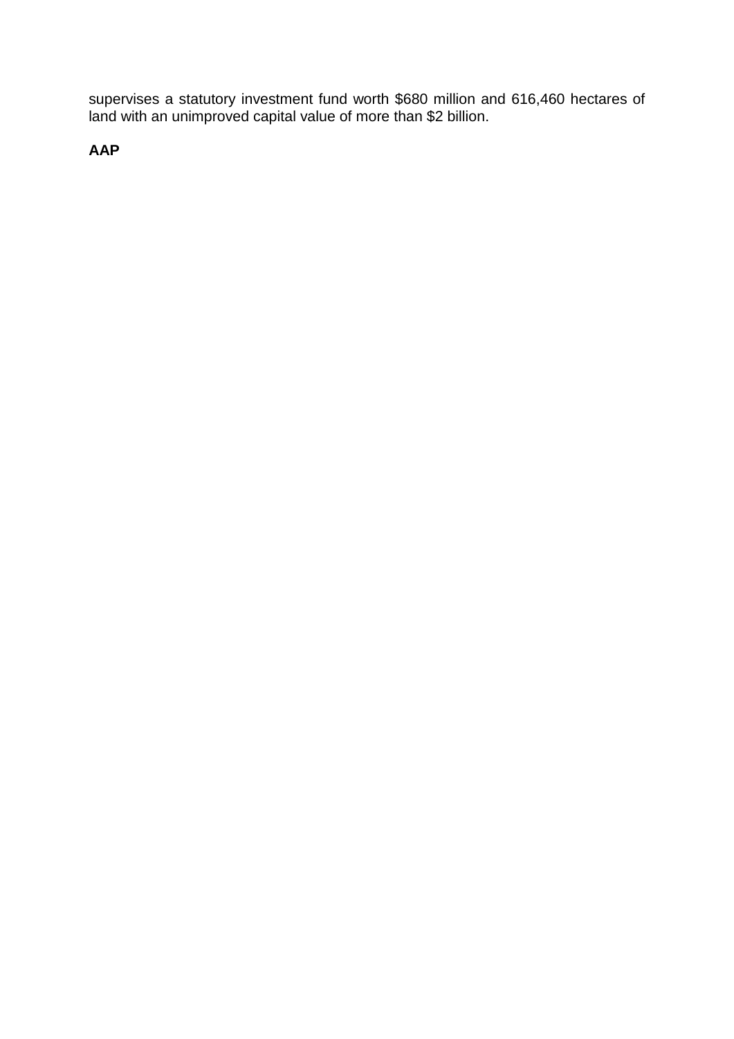supervises a statutory investment fund worth $680 million and 616,460 hectares of land with an unimproved capital value of more than $2 billion.

**AAP**